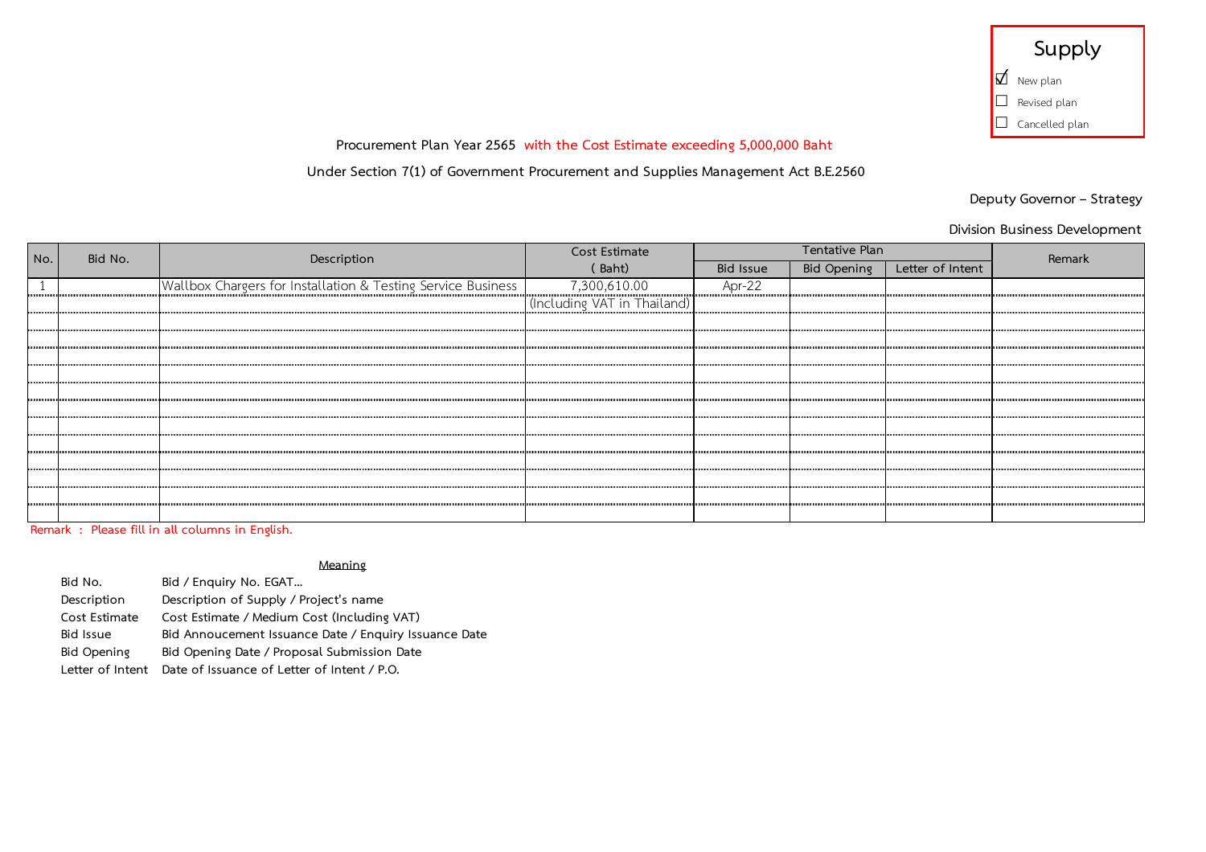**Supply**

- ☑ New plan
- ☐ Revised plan
- ☐ Cancelled plan

Procurement Plan Year 2565 with the Cost Estimate exceeding 5,000,000 Baht

Under Section 7(1) of Government Procurement and Supplies Management Act B.E.2560

Deputy Governor – Strategy

Division Business Development

| No. | Bid No. | Description | Cost Estimate ( Baht) | Tentative Plan | | | Remark |
|---|---|---|---|---|---|---|---|
| | | | | Bid Issue | Bid Opening | Letter of Intent | |
| 1 | | Wallbox Chargers for Installation & Testing Service Business | 7,300,610.00 (Including VAT in Thailand) | Apr-22 | | | |

Remark : Please fill in all columns in English.

Meaning

| | |
|---|---|
| Bid No. | Bid / Enquiry No. EGAT... |
| Description | Description of Supply / Project's name |
| Cost Estimate | Cost Estimate / Medium Cost (Including VAT) |
| Bid Issue | Bid Annoucement Issuance Date / Enquiry Issuance Date |
| Bid Opening | Bid Opening Date / Proposal Submission Date |
| Letter of Intent | Date of Issuance of Letter of Intent / P.O. |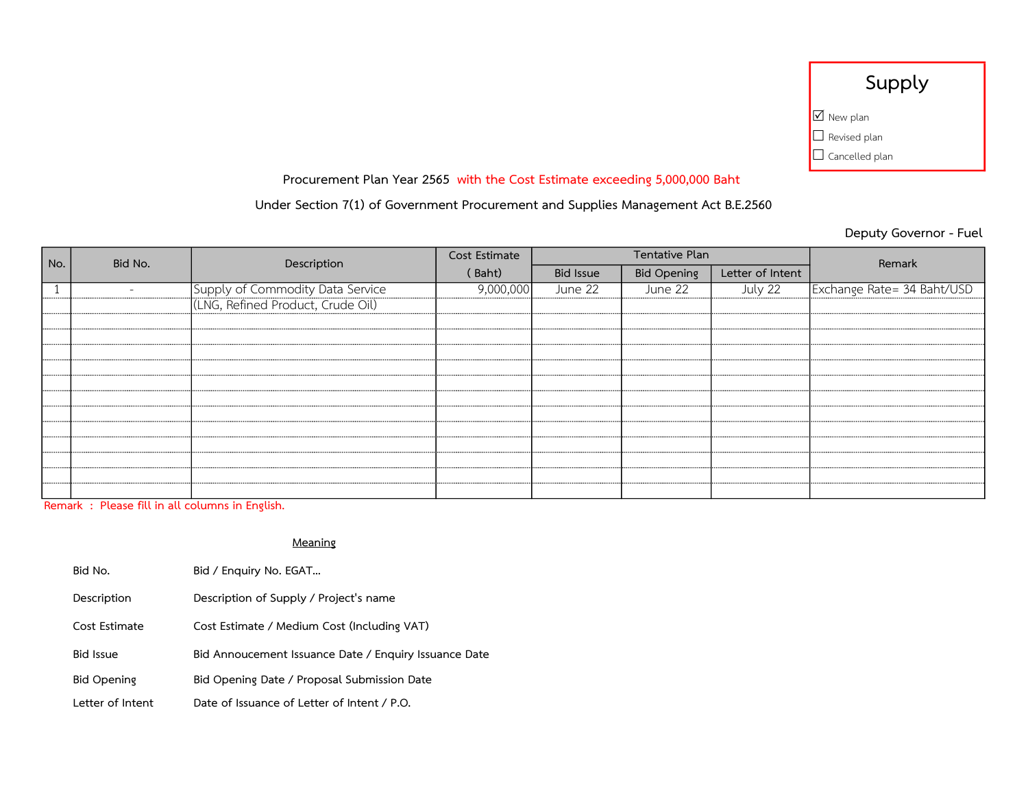**Supply**

- [x] New plan
- [ ] Revised plan
- [ ] Cancelled plan

Procurement Plan Year 2565 with the Cost Estimate exceeding 5,000,000 Baht

Under Section 7(1) of Government Procurement and Supplies Management Act B.E.2560

Deputy Governor - Fuel

| No. | Bid No. | Description | Cost Estimate ( Baht) | Tentative Plan | | | Remark |
|---|---|---|---|---|---|---|---|
| | | | | Bid Issue | Bid Opening | Letter of Intent | |
| 1 | - | Supply of Commodity Data Service (LNG, Refined Product, Crude Oil) | 9,000,000 | June 22 | June 22 | July 22 | Exchange Rate= 34 Baht/USD |

Remark : Please fill in all columns in English.

Meaning

| | |
|---|---|
| Bid No. | Bid / Enquiry No. EGAT... |
| Description | Description of Supply / Project's name |
| Cost Estimate | Cost Estimate / Medium Cost (Including VAT) |
| Bid Issue | Bid Annoucement Issuance Date / Enquiry Issuance Date |
| Bid Opening | Bid Opening Date / Proposal Submission Date |
| Letter of Intent | Date of Issuance of Letter of Intent / P.O. |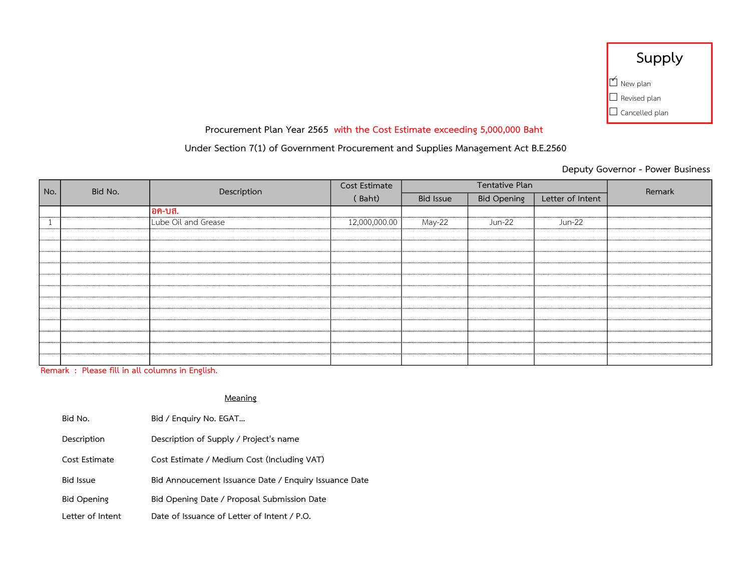## Supply

- [x] New plan
- [ ] Revised plan
- [ ] Cancelled plan

Procurement Plan Year 2565 with the Cost Estimate exceeding 5,000,000 Baht

Under Section 7(1) of Government Procurement and Supplies Management Act B.E.2560

Deputy Governor - Power Business

| No. | Bid No. | Description | Cost Estimate ( Baht) | Tentative Plan | | | Remark |
|---|---|---|---|---|---|---|---|
| | | | | Bid Issue | Bid Opening | Letter of Intent | |
| | | อค-บส. | | | | | |
| 1 | | Lube Oil and Grease | 12,000,000.00 | May-22 | Jun-22 | Jun-22 | |

Remark : Please fill in all columns in English.

Meaning

| | |
|---|---|
| Bid No. | Bid / Enquiry No. EGAT... |
| Description | Description of Supply / Project's name |
| Cost Estimate | Cost Estimate / Medium Cost (Including VAT) |
| Bid Issue | Bid Annoucement Issuance Date / Enquiry Issuance Date |
| Bid Opening | Bid Opening Date / Proposal Submission Date |
| Letter of Intent | Date of Issuance of Letter of Intent / P.O. |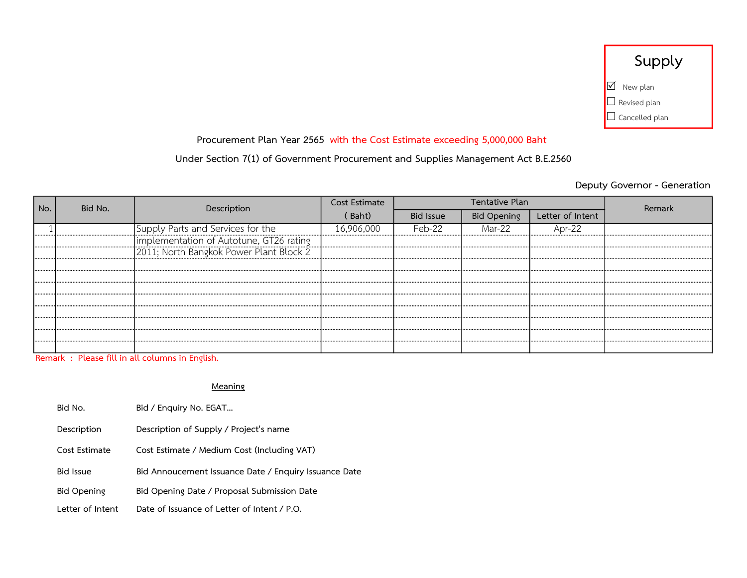**Supply**

☑ New plan
☐ Revised plan
☐ Cancelled plan

Procurement Plan Year 2565 with the Cost Estimate exceeding 5,000,000 Baht

Under Section 7(1) of Government Procurement and Supplies Management Act B.E.2560

Deputy Governor - Generation

| No. | Bid No. | Description | Cost Estimate ( Baht) | Tentative Plan | | | Remark |
|---|---|---|---|---|---|---|---|
| | | | | Bid Issue | Bid Opening | Letter of Intent | |
| 1 | | Supply Parts and Services for the implementation of Autotune, GT26 rating 2011; North Bangkok Power Plant Block 2 | 16,906,000 | Feb-22 | Mar-22 | Apr-22 | |

Remark : Please fill in all columns in English.

<u>Meaning</u>

| | |
|---|---|
| Bid No. | Bid / Enquiry No. EGAT... |
| Description | Description of Supply / Project's name |
| Cost Estimate | Cost Estimate / Medium Cost (Including VAT) |
| Bid Issue | Bid Annoucement Issuance Date / Enquiry Issuance Date |
| Bid Opening | Bid Opening Date / Proposal Submission Date |
| Letter of Intent | Date of Issuance of Letter of Intent / P.O. |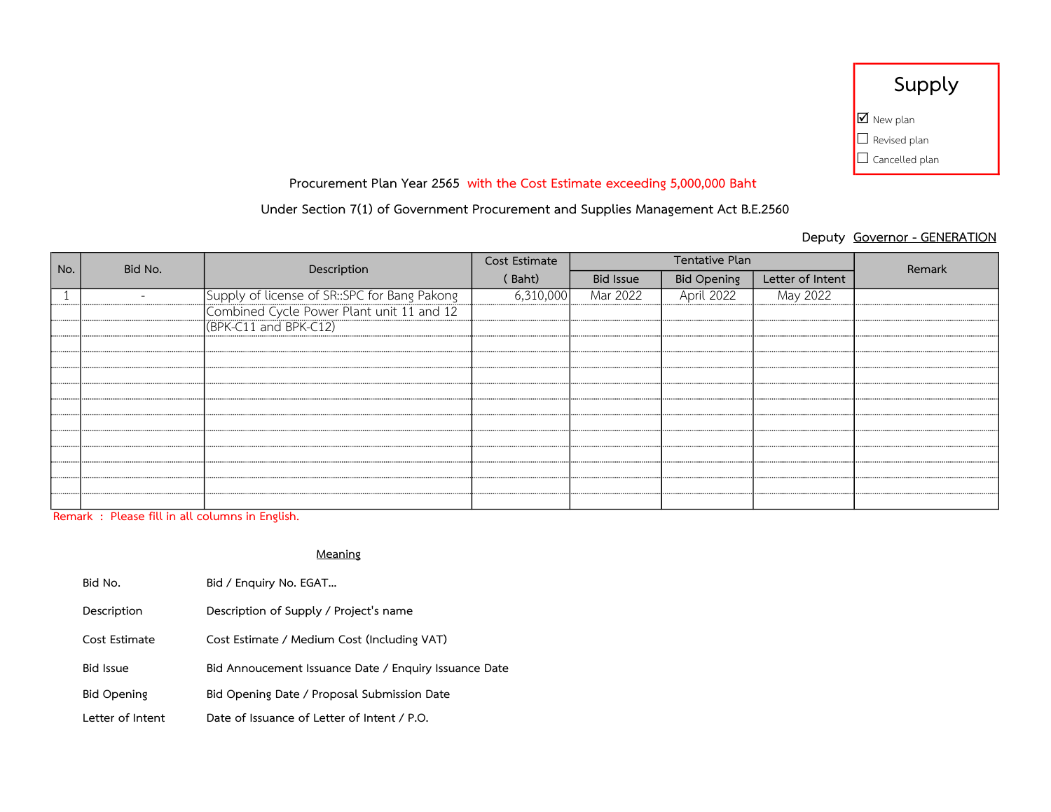**Supply**

☑ New plan
☐ Revised plan
☐ Cancelled plan

Procurement Plan Year 2565 with the Cost Estimate exceeding 5,000,000 Baht

Under Section 7(1) of Government Procurement and Supplies Management Act B.E.2560

Deputy Governor - GENERATION

| No. | Bid No. | Description | Cost Estimate ( Baht) | Tentative Plan | | | Remark |
|---|---|---|---|---|---|---|---|
| | | | | Bid Issue | Bid Opening | Letter of Intent | |
| 1 | - | Supply of license of SR::SPC for Bang Pakong Combined Cycle Power Plant unit 11 and 12 (BPK-C11 and BPK-C12) | 6,310,000 | Mar 2022 | April 2022 | May 2022 | |

Remark : Please fill in all columns in English.

Meaning

| | |
|---|---|
| Bid No. | Bid / Enquiry No. EGAT... |
| Description | Description of Supply / Project's name |
| Cost Estimate | Cost Estimate / Medium Cost (Including VAT) |
| Bid Issue | Bid Annoucement Issuance Date / Enquiry Issuance Date |
| Bid Opening | Bid Opening Date / Proposal Submission Date |
| Letter of Intent | Date of Issuance of Letter of Intent / P.O. |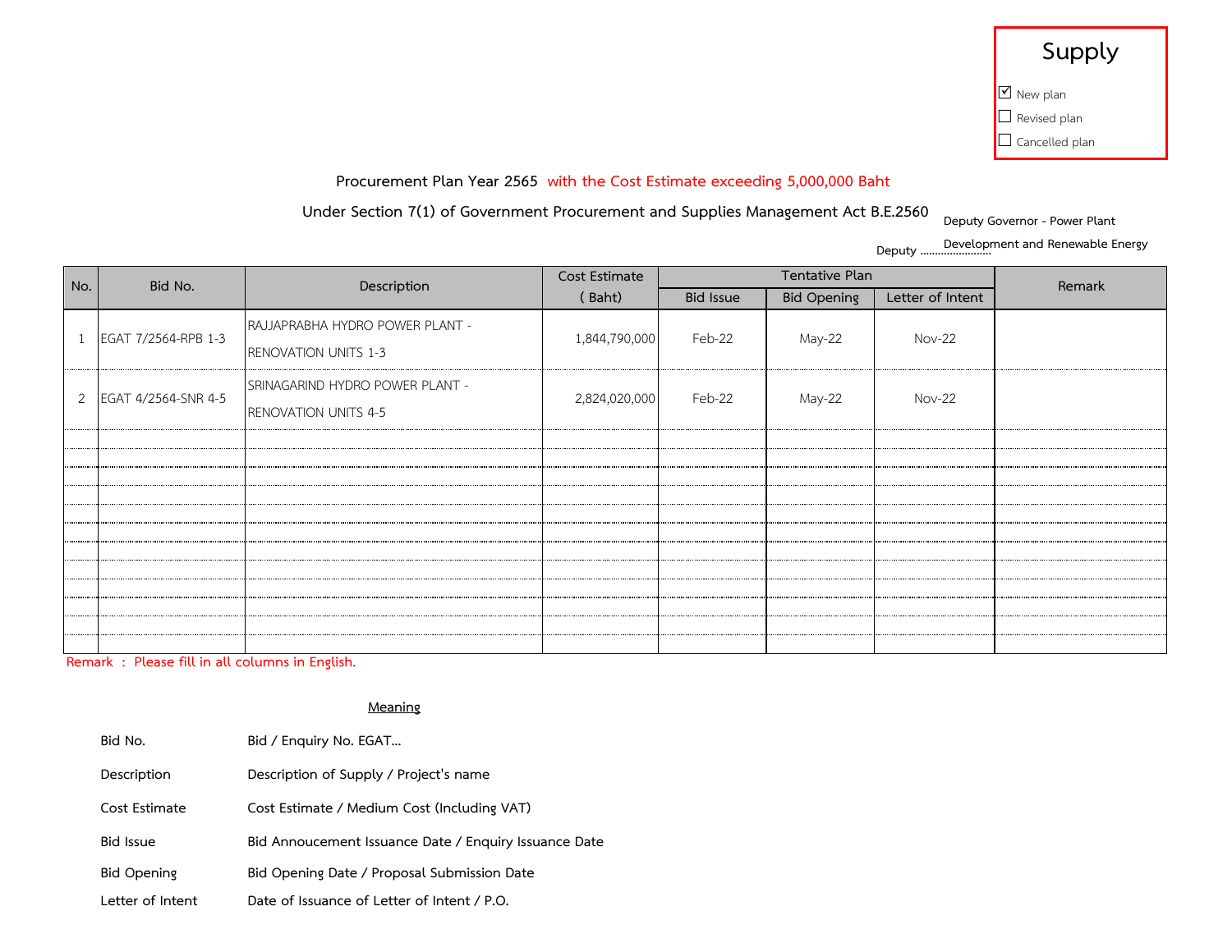**Supply**

☑ New plan
☐ Revised plan
☐ Cancelled plan

## Procurement Plan Year 2565 with the Cost Estimate exceeding 5,000,000 Baht

### Under Section 7(1) of Government Procurement and Supplies Management Act B.E.2560

Deputy Governor - Power Plant Development and Renewable Energy

| No. | Bid No. | Description | Cost Estimate ( Baht) | Tentative Plan | | | Remark |
|---|---|---|---|---|---|---|---|
| | | | | Bid Issue | Bid Opening | Letter of Intent | |
| 1 | EGAT 7/2564-RPB 1-3 | RAJJAPRABHA HYDRO POWER PLANT - RENOVATION UNITS 1-3 | 1,844,790,000 | Feb-22 | May-22 | Nov-22 | |
| 2 | EGAT 4/2564-SNR 4-5 | SRINAGARIND HYDRO POWER PLANT - RENOVATION UNITS 4-5 | 2,824,020,000 | Feb-22 | May-22 | Nov-22 | |

Remark : Please fill in all columns in English.

<u>Meaning</u>

| | |
|---|---|
| Bid No. | Bid / Enquiry No. EGAT... |
| Description | Description of Supply / Project's name |
| Cost Estimate | Cost Estimate / Medium Cost (Including VAT) |
| Bid Issue | Bid Annoucement Issuance Date / Enquiry Issuance Date |
| Bid Opening | Bid Opening Date / Proposal Submission Date |
| Letter of Intent | Date of Issuance of Letter of Intent / P.O. |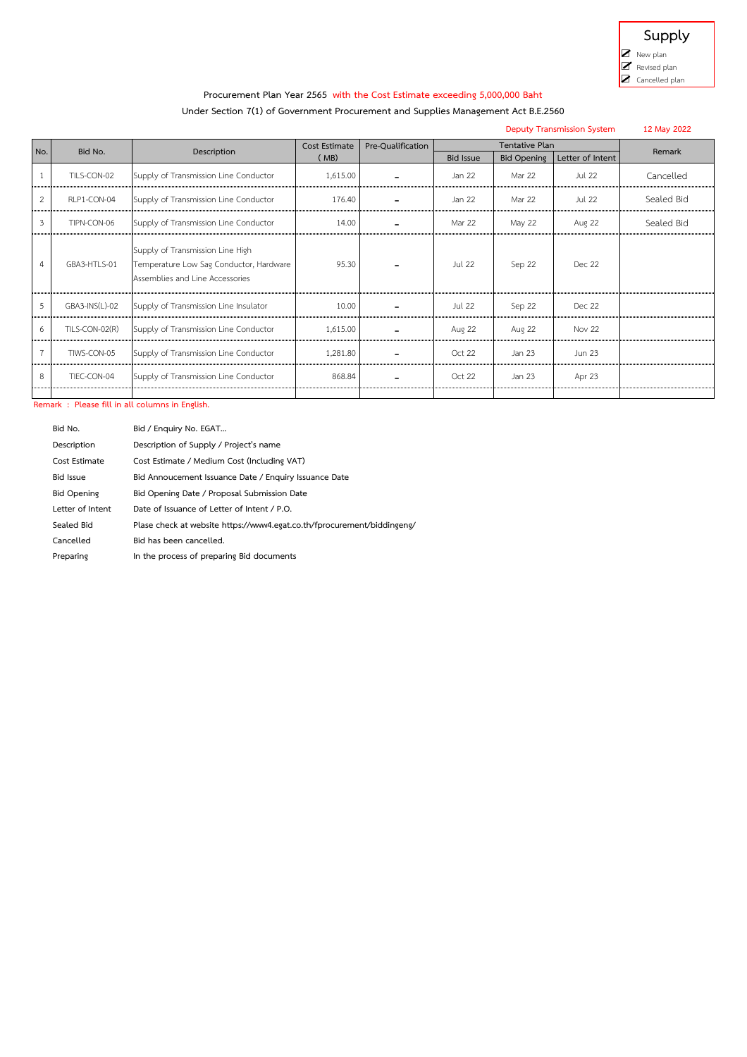**Supply**

- ☑ New plan
- ☑ Revised plan
- ☑ Cancelled plan

Procurement Plan Year 2565 with the Cost Estimate exceeding 5,000,000 Baht

Under Section 7(1) of Government Procurement and Supplies Management Act B.E.2560

Deputy Transmission System 12 May 2022

| No. | Bid No. | Description | Cost Estimate ( MB) | Pre-Qualification | Tentative Plan | | | Remark |
|---|---|---|---|---|---|---|---|---|
| | | | | | Bid Issue | Bid Opening | Letter of Intent | |
| 1 | TILS-CON-02 | Supply of Transmission Line Conductor | 1,615.00 | - | Jan 22 | Mar 22 | Jul 22 | Cancelled |
| 2 | RLP1-CON-04 | Supply of Transmission Line Conductor | 176.40 | - | Jan 22 | Mar 22 | Jul 22 | Sealed Bid |
| 3 | TIPN-CON-06 | Supply of Transmission Line Conductor | 14.00 | - | Mar 22 | May 22 | Aug 22 | Sealed Bid |
| 4 | GBA3-HTLS-01 | Supply of Transmission Line High Temperature Low Sag Conductor, Hardware Assemblies and Line Accessories | 95.30 | - | Jul 22 | Sep 22 | Dec 22 | |
| 5 | GBA3-INS(L)-02 | Supply of Transmission Line Insulator | 10.00 | - | Jul 22 | Sep 22 | Dec 22 | |
| 6 | TILS-CON-02(R) | Supply of Transmission Line Conductor | 1,615.00 | - | Aug 22 | Aug 22 | Nov 22 | |
| 7 | TIWS-CON-05 | Supply of Transmission Line Conductor | 1,281.80 | - | Oct 22 | Jan 23 | Jun 23 | |
| 8 | TIEC-CON-04 | Supply of Transmission Line Conductor | 868.84 | - | Oct 22 | Jan 23 | Apr 23 | |

Remark : Please fill in all columns in English.

| | |
|---|---|
| Bid No. | Bid / Enquiry No. EGAT... |
| Description | Description of Supply / Project's name |
| Cost Estimate | Cost Estimate / Medium Cost (Including VAT) |
| Bid Issue | Bid Annoucement Issuance Date / Enquiry Issuance Date |
| Bid Opening | Bid Opening Date / Proposal Submission Date |
| Letter of Intent | Date of Issuance of Letter of Intent / P.O. |
| Sealed Bid | Plase check at website https://www4.egat.co.th/fprocurement/biddingeng/ |
| Cancelled | Bid has been cancelled. |
| Preparing | In the process of preparing Bid documents |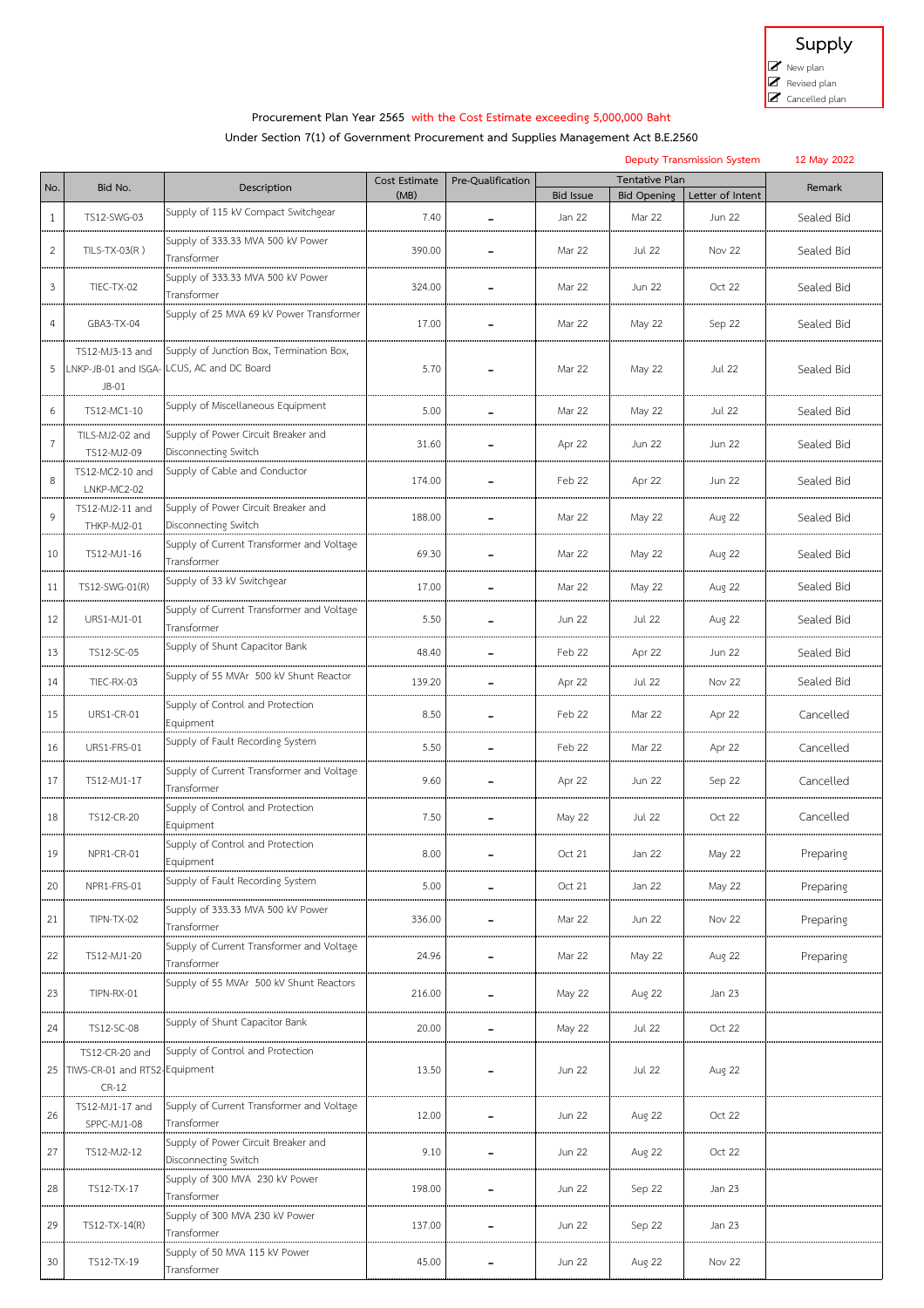**Supply**

- New plan
- Revised plan
- Cancelled plan

Procurement Plan Year 2565 with the Cost Estimate exceeding 5,000,000 Baht

Under Section 7(1) of Government Procurement and Supplies Management Act B.E.2560

Deputy Transmission System 12 May 2022

| No. | Bid No. | Description | Cost Estimate (MB) | Pre-Qualification | Tentative Plan | | | Remark |
|---|---|---|---|---|---|---|---|---|
| | | | | | Bid Issue | Bid Opening | Letter of Intent | |
| 1 | TS12-SWG-03 | Supply of 115 kV Compact Switchgear | 7.40 | - | Jan 22 | Mar 22 | Jun 22 | Sealed Bid |
| 2 | TILS-TX-03(R ) | Supply of 333.33 MVA 500 kV Power Transformer | 390.00 | - | Mar 22 | Jul 22 | Nov 22 | Sealed Bid |
| 3 | TIEC-TX-02 | Supply of 333.33 MVA 500 kV Power Transformer | 324.00 | - | Mar 22 | Jun 22 | Oct 22 | Sealed Bid |
| 4 | GBA3-TX-04 | Supply of 25 MVA 69 kV Power Transformer | 17.00 | - | Mar 22 | May 22 | Sep 22 | Sealed Bid |
| 5 | TS12-MJ3-13 and LNKP-JB-01 and ISGA-JB-01 | Supply of Junction Box, Termination Box, LCUS, AC and DC Board | 5.70 | - | Mar 22 | May 22 | Jul 22 | Sealed Bid |
| 6 | TS12-MC1-10 | Supply of Miscellaneous Equipment | 5.00 | - | Mar 22 | May 22 | Jul 22 | Sealed Bid |
| 7 | TILS-MJ2-02 and TS12-MJ2-09 | Supply of Power Circuit Breaker and Disconnecting Switch | 31.60 | - | Apr 22 | Jun 22 | Jun 22 | Sealed Bid |
| 8 | TS12-MC2-10 and LNKP-MC2-02 | Supply of Cable and Conductor | 174.00 | - | Feb 22 | Apr 22 | Jun 22 | Sealed Bid |
| 9 | TS12-MJ2-11 and THKP-MJ2-01 | Supply of Power Circuit Breaker and Disconnecting Switch | 188.00 | - | Mar 22 | May 22 | Aug 22 | Sealed Bid |
| 10 | TS12-MJ1-16 | Supply of Current Transformer and Voltage Transformer | 69.30 | - | Mar 22 | May 22 | Aug 22 | Sealed Bid |
| 11 | TS12-SWG-01(R) | Supply of 33 kV Switchgear | 17.00 | - | Mar 22 | May 22 | Aug 22 | Sealed Bid |
| 12 | URS1-MJ1-01 | Supply of Current Transformer and Voltage Transformer | 5.50 | - | Jun 22 | Jul 22 | Aug 22 | Sealed Bid |
| 13 | TS12-SC-05 | Supply of Shunt Capacitor Bank | 48.40 | - | Feb 22 | Apr 22 | Jun 22 | Sealed Bid |
| 14 | TIEC-RX-03 | Supply of 55 MVAr 500 kV Shunt Reactor | 139.20 | - | Apr 22 | Jul 22 | Nov 22 | Sealed Bid |
| 15 | URS1-CR-01 | Supply of Control and Protection Equipment | 8.50 | - | Feb 22 | Mar 22 | Apr 22 | Cancelled |
| 16 | URS1-FRS-01 | Supply of Fault Recording System | 5.50 | - | Feb 22 | Mar 22 | Apr 22 | Cancelled |
| 17 | TS12-MJ1-17 | Supply of Current Transformer and Voltage Transformer | 9.60 | - | Apr 22 | Jun 22 | Sep 22 | Cancelled |
| 18 | TS12-CR-20 | Supply of Control and Protection Equipment | 7.50 | - | May 22 | Jul 22 | Oct 22 | Cancelled |
| 19 | NPR1-CR-01 | Supply of Control and Protection Equipment | 8.00 | - | Oct 21 | Jan 22 | May 22 | Preparing |
| 20 | NPR1-FRS-01 | Supply of Fault Recording System | 5.00 | - | Oct 21 | Jan 22 | May 22 | Preparing |
| 21 | TIPN-TX-02 | Supply of 333.33 MVA 500 kV Power Transformer | 336.00 | - | Mar 22 | Jun 22 | Nov 22 | Preparing |
| 22 | TS12-MJ1-20 | Supply of Current Transformer and Voltage Transformer | 24.96 | - | Mar 22 | May 22 | Aug 22 | Preparing |
| 23 | TIPN-RX-01 | Supply of 55 MVAr 500 kV Shunt Reactors | 216.00 | - | May 22 | Aug 22 | Jan 23 | |
| 24 | TS12-SC-08 | Supply of Shunt Capacitor Bank | 20.00 | - | May 22 | Jul 22 | Oct 22 | |
| 25 | TS12-CR-20 and TIWS-CR-01 and RTS2-CR-12 | Supply of Control and Protection Equipment | 13.50 | - | Jun 22 | Jul 22 | Aug 22 | |
| 26 | TS12-MJ1-17 and SPPC-MJ1-08 | Supply of Current Transformer and Voltage Transformer | 12.00 | - | Jun 22 | Aug 22 | Oct 22 | |
| 27 | TS12-MJ2-12 | Supply of Power Circuit Breaker and Disconnecting Switch | 9.10 | - | Jun 22 | Aug 22 | Oct 22 | |
| 28 | TS12-TX-17 | Supply of 300 MVA 230 kV Power Transformer | 198.00 | - | Jun 22 | Sep 22 | Jan 23 | |
| 29 | TS12-TX-14(R) | Supply of 300 MVA 230 kV Power Transformer | 137.00 | - | Jun 22 | Sep 22 | Jan 23 | |
| 30 | TS12-TX-19 | Supply of 50 MVA 115 kV Power Transformer | 45.00 | - | Jun 22 | Aug 22 | Nov 22 | |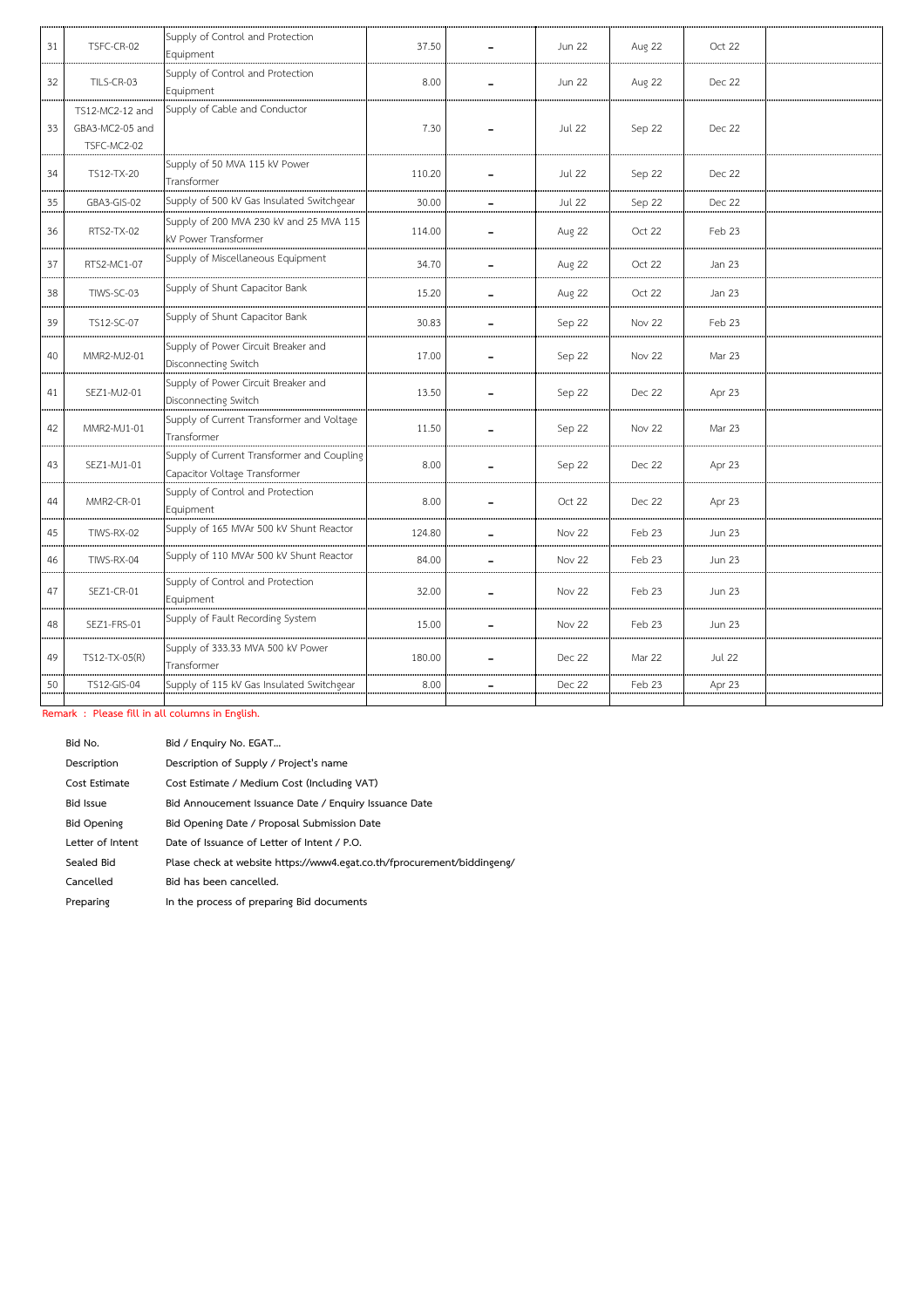| 31 | TSFC-CR-02 | Supply of Control and Protection Equipment | 37.50 | - | Jun 22 | Aug 22 | Oct 22 | |
|---|---|---|---|---|---|---|---|---|
| 32 | TILS-CR-03 | Supply of Control and Protection Equipment | 8.00 | - | Jun 22 | Aug 22 | Dec 22 | |
| 33 | TS12-MC2-12 and GBA3-MC2-05 and TSFC-MC2-02 | Supply of Cable and Conductor | 7.30 | - | Jul 22 | Sep 22 | Dec 22 | |
| 34 | TS12-TX-20 | Supply of 50 MVA 115 kV Power Transformer | 110.20 | - | Jul 22 | Sep 22 | Dec 22 | |
| 35 | GBA3-GIS-02 | Supply of 500 kV Gas Insulated Switchgear | 30.00 | - | Jul 22 | Sep 22 | Dec 22 | |
| 36 | RTS2-TX-02 | Supply of 200 MVA 230 kV and 25 MVA 115 kV Power Transformer | 114.00 | - | Aug 22 | Oct 22 | Feb 23 | |
| 37 | RTS2-MC1-07 | Supply of Miscellaneous Equipment | 34.70 | - | Aug 22 | Oct 22 | Jan 23 | |
| 38 | TIWS-SC-03 | Supply of Shunt Capacitor Bank | 15.20 | - | Aug 22 | Oct 22 | Jan 23 | |
| 39 | TS12-SC-07 | Supply of Shunt Capacitor Bank | 30.83 | - | Sep 22 | Nov 22 | Feb 23 | |
| 40 | MMR2-MJ2-01 | Supply of Power Circuit Breaker and Disconnecting Switch | 17.00 | - | Sep 22 | Nov 22 | Mar 23 | |
| 41 | SEZ1-MJ2-01 | Supply of Power Circuit Breaker and Disconnecting Switch | 13.50 | - | Sep 22 | Dec 22 | Apr 23 | |
| 42 | MMR2-MJ1-01 | Supply of Current Transformer and Voltage Transformer | 11.50 | - | Sep 22 | Nov 22 | Mar 23 | |
| 43 | SEZ1-MJ1-01 | Supply of Current Transformer and Coupling Capacitor Voltage Transformer | 8.00 | - | Sep 22 | Dec 22 | Apr 23 | |
| 44 | MMR2-CR-01 | Supply of Control and Protection Equipment | 8.00 | - | Oct 22 | Dec 22 | Apr 23 | |
| 45 | TIWS-RX-02 | Supply of 165 MVAr 500 kV Shunt Reactor | 124.80 | - | Nov 22 | Feb 23 | Jun 23 | |
| 46 | TIWS-RX-04 | Supply of 110 MVAr 500 kV Shunt Reactor | 84.00 | - | Nov 22 | Feb 23 | Jun 23 | |
| 47 | SEZ1-CR-01 | Supply of Control and Protection Equipment | 32.00 | - | Nov 22 | Feb 23 | Jun 23 | |
| 48 | SEZ1-FRS-01 | Supply of Fault Recording System | 15.00 | - | Nov 22 | Feb 23 | Jun 23 | |
| 49 | TS12-TX-05(R) | Supply of 333.33 MVA 500 kV Power Transformer | 180.00 | - | Dec 22 | Mar 22 | Jul 22 | |
| 50 | TS12-GIS-04 | Supply of 115 kV Gas Insulated Switchgear | 8.00 | - | Dec 22 | Feb 23 | Apr 23 | |

Remark : Please fill in all columns in English.

| | |
|---|---|
| Bid No. | Bid / Enquiry No. EGAT... |
| Description | Description of Supply / Project's name |
| Cost Estimate | Cost Estimate / Medium Cost (Including VAT) |
| Bid Issue | Bid Annoucement Issuance Date / Enquiry Issuance Date |
| Bid Opening | Bid Opening Date / Proposal Submission Date |
| Letter of Intent | Date of Issuance of Letter of Intent / P.O. |
| Sealed Bid | Plase check at website https://www4.egat.co.th/fprocurement/biddingeng/ |
| Cancelled | Bid has been cancelled. |
| Preparing | In the process of preparing Bid documents |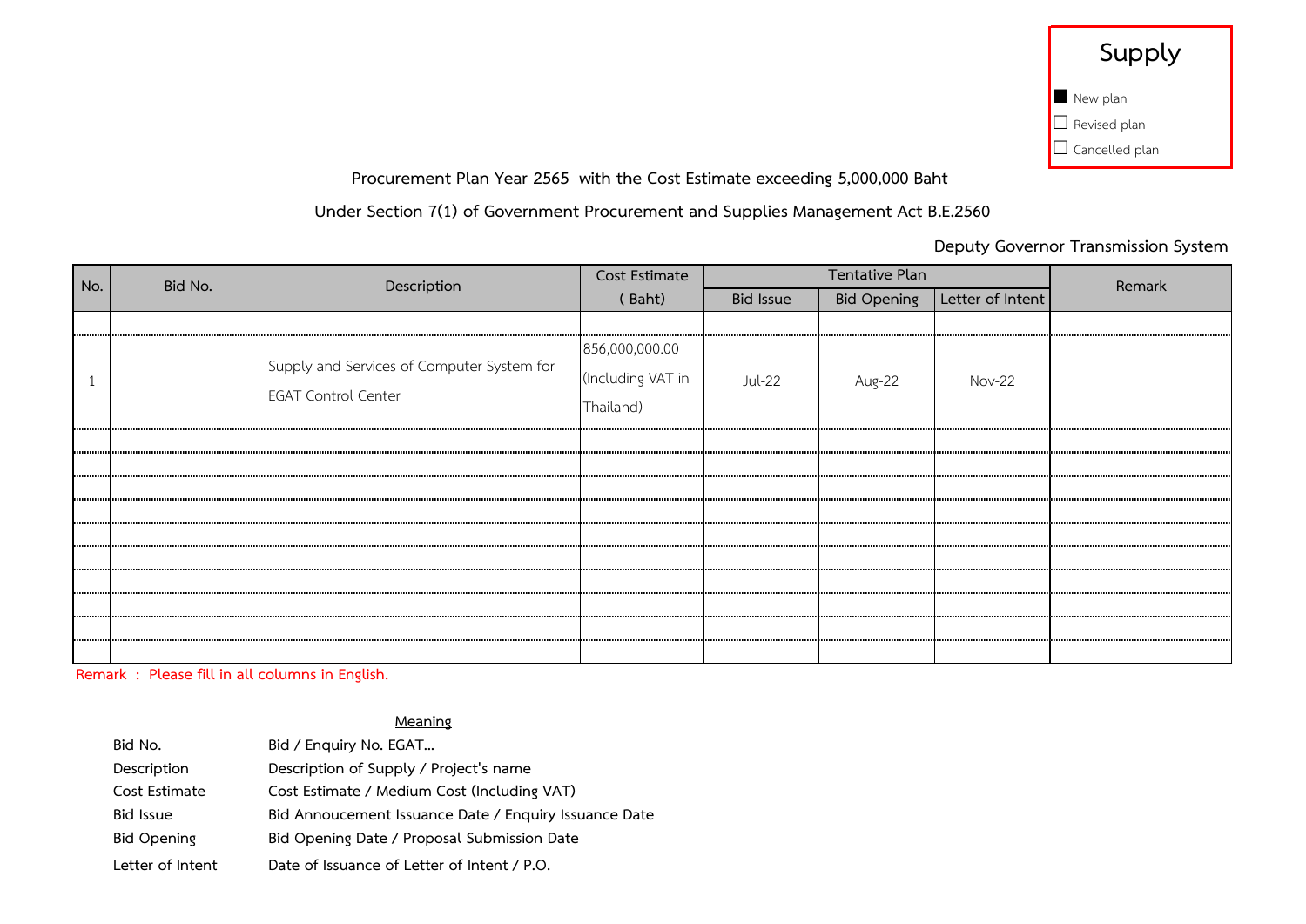**Supply**

■ New plan
☐ Revised plan
☐ Cancelled plan

Procurement Plan Year 2565 with the Cost Estimate exceeding 5,000,000 Baht

Under Section 7(1) of Government Procurement and Supplies Management Act B.E.2560

Deputy Governor Transmission System

| No. | Bid No. | Description | Cost Estimate ( Baht) | Tentative Plan | | | Remark |
|---|---|---|---|---|---|---|---|
| | | | | Bid Issue | Bid Opening | Letter of Intent | |
| 1 | | Supply and Services of Computer System for EGAT Control Center | 856,000,000.00 (Including VAT in Thailand) | Jul-22 | Aug-22 | Nov-22 | |

Remark : Please fill in all columns in English.

Meaning

| | |
|---|---|
| Bid No. | Bid / Enquiry No. EGAT... |
| Description | Description of Supply / Project's name |
| Cost Estimate | Cost Estimate / Medium Cost (Including VAT) |
| Bid Issue | Bid Annoucement Issuance Date / Enquiry Issuance Date |
| Bid Opening | Bid Opening Date / Proposal Submission Date |
| Letter of Intent | Date of Issuance of Letter of Intent / P.O. |